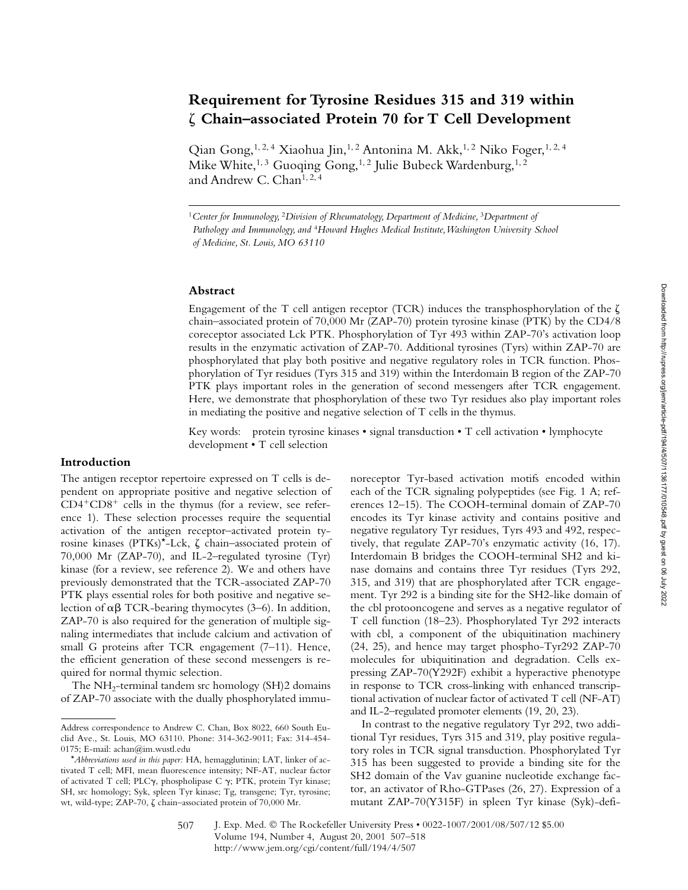# Requirement for Tyrosine Residues 315 and 319 within ζ Chain–associated Protein 70 for T Cell Development

Qian Gong,[1,2,4] Xiaohua Jin,[1,2] Antonina M. Akk,[1,2] Niko Foger,[1,2,4] Mike White,[1,3] Guoqing Gong,[1,2] Julie Bubeck Wardenburg,[1,2] and Andrew C. Chan[1,2,4]

[1]*Center for Immunology,* [2]*Division of Rheumatology, Department of Medicine,* [3]*Department of Pathology and Immunology, and* [4]*Howard Hughes Medical Institute, Washington University School of Medicine, St. Louis, MO 63110*

## Abstract

Engagement of the T cell antigen receptor (TCR) induces the transphosphorylation of the ζ chain–associated protein of 70,000 Mr (ZAP-70) protein tyrosine kinase (PTK) by the CD4/8 coreceptor associated Lck PTK. Phosphorylation of Tyr 493 within ZAP-70's activation loop results in the enzymatic activation of ZAP-70. Additional tyrosines (Tyrs) within ZAP-70 are phosphorylated that play both positive and negative regulatory roles in TCR function. Phosphorylation of Tyr residues (Tyrs 315 and 319) within the Interdomain B region of the ZAP-70 PTK plays important roles in the generation of second messengers after TCR engagement. Here, we demonstrate that phosphorylation of these two Tyr residues also play important roles in mediating the positive and negative selection of T cells in the thymus.

Key words: protein tyrosine kinases • signal transduction • T cell activation • lymphocyte development • T cell selection

## Introduction

The antigen receptor repertoire expressed on T cells is dependent on appropriate positive and negative selection of $CD4^+CD8^+$ cells in the thymus (for a review, see reference 1). These selection processes require the sequential activation of the antigen receptor–activated protein tyrosine kinases (PTKs)*-Lck, ζ chain–associated protein of 70,000 Mr (ZAP-70), and IL-2–regulated tyrosine (Tyr) kinase (for a review, see reference 2). We and others have previously demonstrated that the TCR-associated ZAP-70 PTK plays essential roles for both positive and negative selection of αβ TCR-bearing thymocytes (3–6). In addition, ZAP-70 is also required for the generation of multiple signaling intermediates that include calcium and activation of small G proteins after TCR engagement (7–11). Hence, the efficient generation of these second messengers is required for normal thymic selection.

The $NH_2$-terminal tandem src homology (SH)2 domains of ZAP-70 associate with the dually phosphorylated immunoreceptor Tyr-based activation motifs encoded within each of the TCR signaling polypeptides (see Fig. 1 A; references 12–15). The COOH-terminal domain of ZAP-70 encodes its Tyr kinase activity and contains positive and negative regulatory Tyr residues, Tyrs 493 and 492, respectively, that regulate ZAP-70's enzymatic activity (16, 17). Interdomain B bridges the COOH-terminal SH2 and kinase domains and contains three Tyr residues (Tyrs 292, 315, and 319) that are phosphorylated after TCR engagement. Tyr 292 is a binding site for the SH2-like domain of the cbl protooncogene and serves as a negative regulator of T cell function (18–23). Phosphorylated Tyr 292 interacts with cbl, a component of the ubiquitination machinery (24, 25), and hence may target phospho-Tyr292 ZAP-70 molecules for ubiquitination and degradation. Cells expressing ZAP-70(Y292F) exhibit a hyperactive phenotype in response to TCR cross-linking with enhanced transcriptional activation of nuclear factor of activated T cell (NF-AT) and IL-2–regulated promoter elements (19, 20, 23).

In contrast to the negative regulatory Tyr 292, two additional Tyr residues, Tyrs 315 and 319, play positive regulatory roles in TCR signal transduction. Phosphorylated Tyr 315 has been suggested to provide a binding site for the SH2 domain of the Vav guanine nucleotide exchange factor, an activator of Rho-GTPases (26, 27). Expression of a mutant ZAP-70(Y315F) in spleen Tyr kinase (Syk)-defi-

---

Address correspondence to Andrew C. Chan, Box 8022, 660 South Euclid Ave., St. Louis, MO 63110. Phone: 314-362-9011; Fax: 314-454-0175; E-mail: achan@im.wustl.edu

*Abbreviations used in this paper: HA, hemagglutinin; LAT, linker of activated T cell; MFI, mean fluorescence intensity; NF-AT, nuclear factor of activated T cell; PLCγ, phospholipase C γ; PTK, protein Tyr kinase; SH, src homology; Syk, spleen Tyr kinase; Tg, transgene; Tyr, tyrosine; wt, wild-type; ZAP-70, ζ chain–associated protein of 70,000 Mr.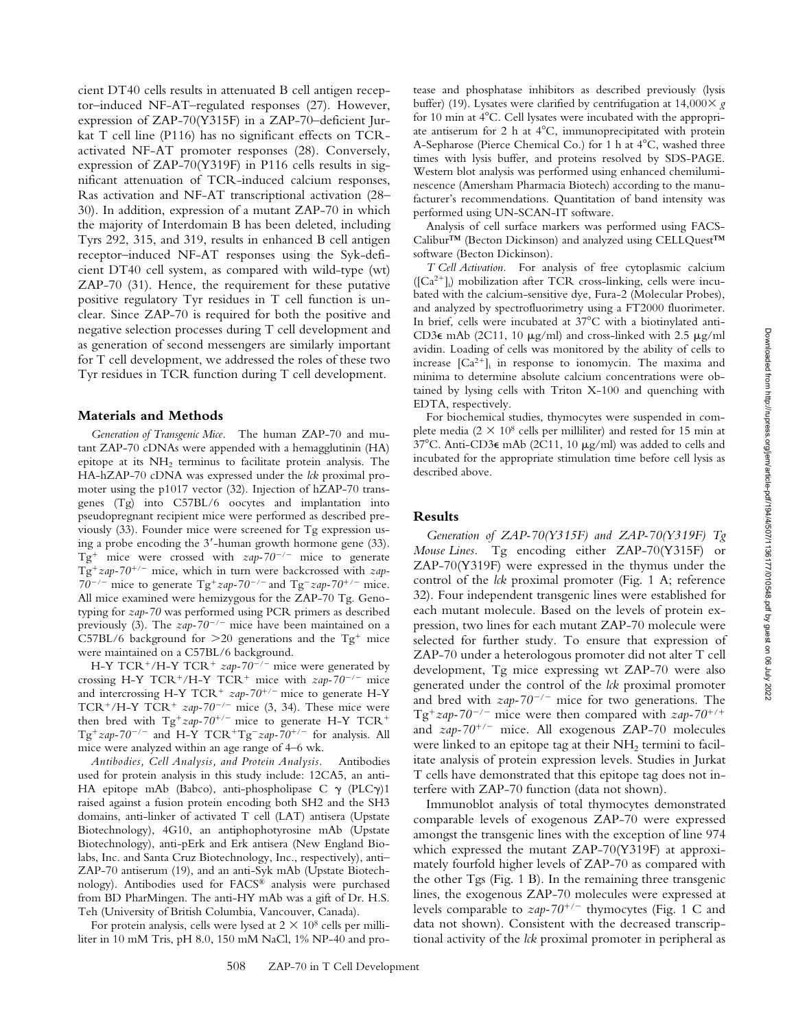cient DT40 cells results in attenuated B cell antigen receptor–induced NF-AT–regulated responses (27). However, expression of ZAP-70(Y315F) in a ZAP-70–deficient Jurkat T cell line (P116) has no significant effects on TCR-activated NF-AT promoter responses (28). Conversely, expression of ZAP-70(Y319F) in P116 cells results in significant attenuation of TCR-induced calcium responses, Ras activation and NF-AT transcriptional activation (28–30). In addition, expression of a mutant ZAP-70 in which the majority of Interdomain B has been deleted, including Tyrs 292, 315, and 319, results in enhanced B cell antigen receptor–induced NF-AT responses using the Syk-deficient DT40 cell system, as compared with wild-type (wt) ZAP-70 (31). Hence, the requirement for these putative positive regulatory Tyr residues in T cell function is unclear. Since ZAP-70 is required for both the positive and negative selection processes during T cell development and as generation of second messengers are similarly important for T cell development, we addressed the roles of these two Tyr residues in TCR function during T cell development.

## Materials and Methods

*Generation of Transgenic Mice.* The human ZAP-70 and mutant ZAP-70 cDNAs were appended with a hemagglutinin (HA) epitope at its $NH_2$ terminus to facilitate protein analysis. The HA-hZAP-70 cDNA was expressed under the *lck* proximal promoter using the p1017 vector (32). Injection of hZAP-70 transgenes (Tg) into C57BL/6 oocytes and implantation into pseudopregnant recipient mice were performed as described previously (33). Founder mice were screened for Tg expression using a probe encoding the 3′-human growth hormone gene (33). $Tg^+$ mice were crossed with *zap-70*$^{-/-}$ mice to generate $Tg^+$*zap-70*$^{+/-}$ mice, which in turn were backcrossed with *zap-70*$^{-/-}$ mice to generate $Tg^+$*zap-70*$^{-/-}$ and $Tg^-$*zap-70*$^{+/-}$ mice. All mice examined were hemizygous for the ZAP-70 Tg. Genotyping for *zap-70* was performed using PCR primers as described previously (3). The *zap-70*$^{-/-}$ mice have been maintained on a C57BL/6 background for >20 generations and the $Tg^+$ mice were maintained on a C57BL/6 background.

H-Y TCR$^+$/H-Y TCR$^+$ *zap-70*$^{-/-}$ mice were generated by crossing H-Y TCR$^+$/H-Y TCR$^+$ mice with *zap-70*$^{-/-}$ mice and intercrossing H-Y TCR$^+$ *zap-70*$^{+/-}$ mice to generate H-Y TCR$^+$/H-Y TCR$^+$ *zap-70*$^{-/-}$ mice (3, 34). These mice were then bred with $Tg^+$*zap-70*$^{+/-}$ mice to generate H-Y TCR$^+$ $Tg^+$*zap-70*$^{-/-}$ and H-Y TCR$^+$$Tg^-$*zap-70*$^{+/-}$ for analysis. All mice were analyzed within an age range of 4–6 wk.

*Antibodies, Cell Analysis, and Protein Analysis.* Antibodies used for protein analysis in this study include: 12CA5, an anti-HA epitope mAb (Babco), anti-phospholipase C γ (PLCγ)1 raised against a fusion protein encoding both SH2 and the SH3 domains, anti-linker of activated T cell (LAT) antisera (Upstate Biotechnology), 4G10, an antiphophotyrosine mAb (Upstate Biotechnology), anti-pErk and Erk antisera (New England Biolabs, Inc. and Santa Cruz Biotechnology, Inc., respectively), anti–ZAP-70 antiserum (19), and an anti-Syk mAb (Upstate Biotechnology). Antibodies used for FACS® analysis were purchased from BD PharMingen. The anti-HY mAb was a gift of Dr. H.S. Teh (University of British Columbia, Vancouver, Canada).

For protein analysis, cells were lysed at $2 \times 10^8$ cells per milliliter in 10 mM Tris, pH 8.0, 150 mM NaCl, 1% NP-40 and protease and phosphatase inhibitors as described previously (lysis buffer) (19). Lysates were clarified by centrifugation at $14,000\times g$ for 10 min at 4°C. Cell lysates were incubated with the appropriate antiserum for 2 h at 4°C, immunoprecipitated with protein A-Sepharose (Pierce Chemical Co.) for 1 h at 4°C, washed three times with lysis buffer, and proteins resolved by SDS-PAGE. Western blot analysis was performed using enhanced chemiluminescence (Amersham Pharmacia Biotech) according to the manufacturer's recommendations. Quantitation of band intensity was performed using UN-SCAN-IT software.

Analysis of cell surface markers was performed using FACSCalibur™ (Becton Dickinson) and analyzed using CELLQuest™ software (Becton Dickinson).

*T Cell Activation.* For analysis of free cytoplasmic calcium ($[Ca^{2+}]_i$) mobilization after TCR cross-linking, cells were incubated with the calcium-sensitive dye, Fura-2 (Molecular Probes), and analyzed by spectrofluorimetry using a FT2000 fluorimeter. In brief, cells were incubated at 37°C with a biotinylated anti-CD3ε mAb (2C11, 10 μg/ml) and cross-linked with 2.5 μg/ml avidin. Loading of cells was monitored by the ability of cells to increase $[Ca^{2+}]_i$ in response to ionomycin. The maxima and minima to determine absolute calcium concentrations were obtained by lysing cells with Triton X-100 and quenching with EDTA, respectively.

For biochemical studies, thymocytes were suspended in complete media ($2 \times 10^8$ cells per milliliter) and rested for 15 min at 37°C. Anti-CD3ε mAb (2C11, 10 μg/ml) was added to cells and incubated for the appropriate stimulation time before cell lysis as described above.

## Results

*Generation of ZAP-70(Y315F) and ZAP-70(Y319F) Tg Mouse Lines.* Tg encoding either ZAP-70(Y315F) or ZAP-70(Y319F) were expressed in the thymus under the control of the *lck* proximal promoter (Fig. 1 A; reference 32). Four independent transgenic lines were established for each mutant molecule. Based on the levels of protein expression, two lines for each mutant ZAP-70 molecule were selected for further study. To ensure that expression of ZAP-70 under a heterologous promoter did not alter T cell development, Tg mice expressing wt ZAP-70 were also generated under the control of the *lck* proximal promoter and bred with *zap-70*$^{-/-}$ mice for two generations. The $Tg^+$*zap-70*$^{-/-}$ mice were then compared with *zap-70*$^{+/+}$ and *zap-70*$^{+/-}$ mice. All exogenous ZAP-70 molecules were linked to an epitope tag at their $NH_2$ termini to facilitate analysis of protein expression levels. Studies in Jurkat T cells have demonstrated that this epitope tag does not interfere with ZAP-70 function (data not shown).

Immunoblot analysis of total thymocytes demonstrated comparable levels of exogenous ZAP-70 were expressed amongst the transgenic lines with the exception of line 974 which expressed the mutant ZAP-70(Y319F) at approximately fourfold higher levels of ZAP-70 as compared with the other Tgs (Fig. 1 B). In the remaining three transgenic lines, the exogenous ZAP-70 molecules were expressed at levels comparable to *zap-70*$^{+/-}$ thymocytes (Fig. 1 C and data not shown). Consistent with the decreased transcriptional activity of the *lck* proximal promoter in peripheral as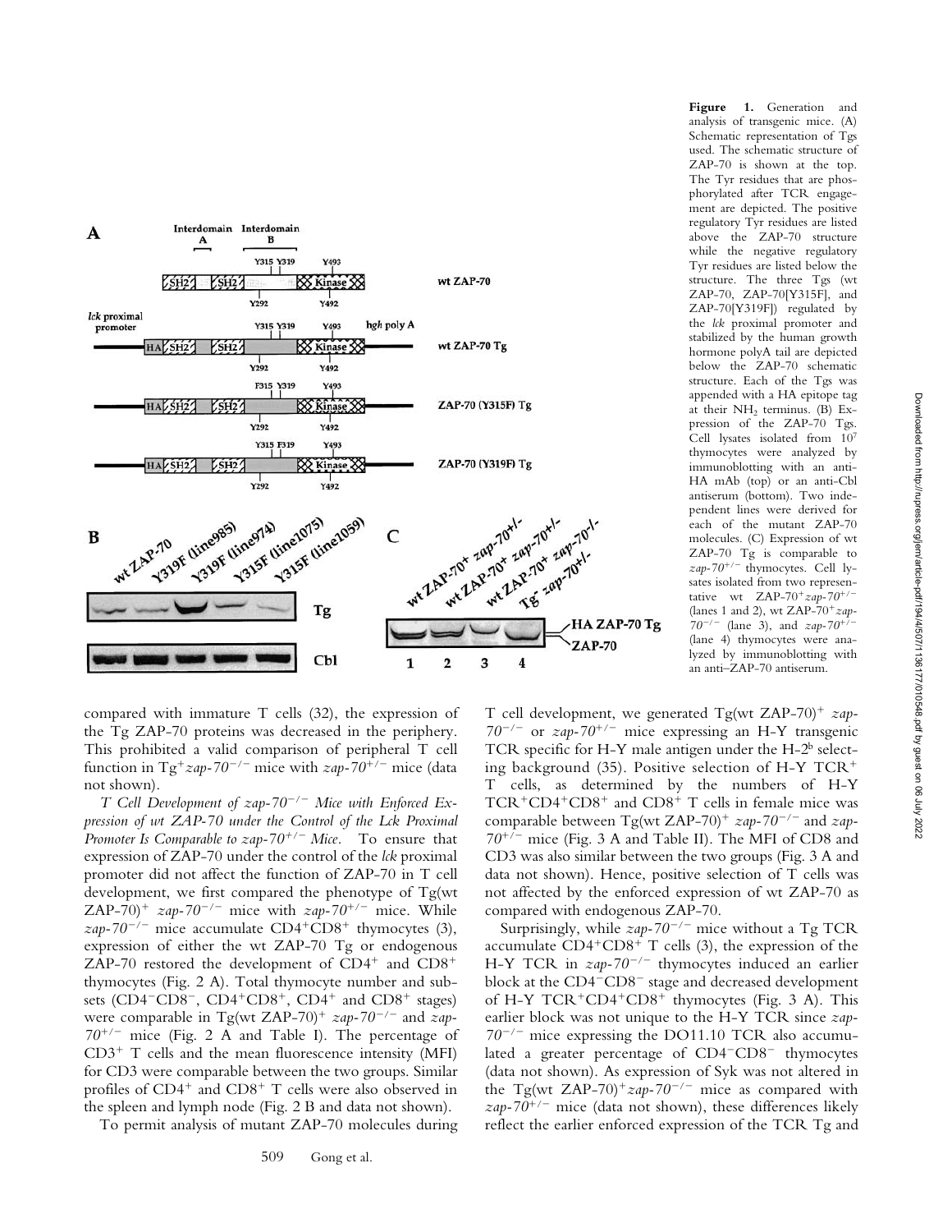**Figure 1.** Generation and analysis of transgenic mice. (A) Schematic representation of Tgs used. The schematic structure of ZAP-70 is shown at the top. The Tyr residues that are phosphorylated after TCR engagement are depicted. The positive regulatory Tyr residues are listed above the ZAP-70 structure while the negative regulatory Tyr residues are listed below the structure. The three Tgs (wt ZAP-70, ZAP-70[Y315F], and ZAP-70[Y319F]) regulated by the *lck* proximal promoter and stabilized by the human growth hormone polyA tail are depicted below the ZAP-70 schematic structure. Each of the Tgs was appended with a HA epitope tag at their $NH_2$ terminus. (B) Expression of the ZAP-70 Tgs. Cell lysates isolated from $10^7$ thymocytes were analyzed by immunoblotting with an anti-HA mAb (top) or an anti-Cbl antiserum (bottom). Two independent lines were derived for each of the mutant ZAP-70 molecules. (C) Expression of wt ZAP-70 Tg is comparable to *zap-70*$^{+/-}$ thymocytes. Cell lysates isolated from two representative wt ZAP-70$^+$*zap-70*$^{+/-}$ (lanes 1 and 2), wt ZAP-70$^+$*zap-70*$^{-/-}$ (lane 3), and *zap-70*$^{+/-}$ (lane 4) thymocytes were analyzed by immunoblotting with an anti–ZAP-70 antiserum.

compared with immature T cells (32), the expression of the Tg ZAP-70 proteins was decreased in the periphery. This prohibited a valid comparison of peripheral T cell function in Tg$^+$*zap-70*$^{-/-}$ mice with *zap-70*$^{+/-}$ mice (data not shown).

*T Cell Development of zap-70*$^{-/-}$ *Mice with Enforced Expression of wt ZAP-70 under the Control of the Lck Proximal Promoter Is Comparable to zap-70*$^{+/-}$ *Mice.* To ensure that expression of ZAP-70 under the control of the *lck* proximal promoter did not affect the function of ZAP-70 in T cell development, we first compared the phenotype of Tg(wt ZAP-70)$^+$ *zap-70*$^{-/-}$ mice with *zap-70*$^{+/-}$ mice. While *zap-70*$^{-/-}$ mice accumulate CD4$^+$CD8$^+$ thymocytes (3), expression of either the wt ZAP-70 Tg or endogenous ZAP-70 restored the development of CD4$^+$ and CD8$^+$ thymocytes (Fig. 2 A). Total thymocyte number and subsets (CD4$^-$CD8$^-$, CD4$^+$CD8$^+$, CD4$^+$ and CD8$^+$ stages) were comparable in Tg(wt ZAP-70)$^+$ *zap-70*$^{-/-}$ and *zap-70*$^{+/-}$ mice (Fig. 2 A and Table I). The percentage of CD3$^+$ T cells and the mean fluorescence intensity (MFI) for CD3 were comparable between the two groups. Similar profiles of CD4$^+$ and CD8$^+$ T cells were also observed in the spleen and lymph node (Fig. 2 B and data not shown).

To permit analysis of mutant ZAP-70 molecules during T cell development, we generated Tg(wt ZAP-70)$^+$ *zap-70*$^{-/-}$ or *zap-70*$^{+/-}$ mice expressing an H-Y transgenic TCR specific for H-Y male antigen under the H-2$^b$ selecting background (35). Positive selection of H-Y TCR$^+$ T cells, as determined by the numbers of H-Y TCR$^+$CD4$^+$CD8$^+$ and CD8$^+$ T cells in female mice was comparable between Tg(wt ZAP-70)$^+$ *zap-70*$^{-/-}$ and *zap-70*$^{+/-}$ mice (Fig. 3 A and Table II). The MFI of CD8 and CD3 was also similar between the two groups (Fig. 3 A and data not shown). Hence, positive selection of T cells was not affected by the enforced expression of wt ZAP-70 as compared with endogenous ZAP-70.

Surprisingly, while *zap-70*$^{-/-}$ mice without a Tg TCR accumulate CD4$^+$CD8$^+$ T cells (3), the expression of the H-Y TCR in *zap-70*$^{-/-}$ thymocytes induced an earlier block at the CD4$^-$CD8$^-$ stage and decreased development of H-Y TCR$^+$CD4$^+$CD8$^+$ thymocytes (Fig. 3 A). This earlier block was not unique to the H-Y TCR since *zap-70*$^{-/-}$ mice expressing the DO11.10 TCR also accumulated a greater percentage of CD4$^-$CD8$^-$ thymocytes (data not shown). As expression of Syk was not altered in the Tg(wt ZAP-70)$^+$*zap-70*$^{-/-}$ mice as compared with *zap-70*$^{+/-}$ mice (data not shown), these differences likely reflect the earlier enforced expression of the TCR Tg and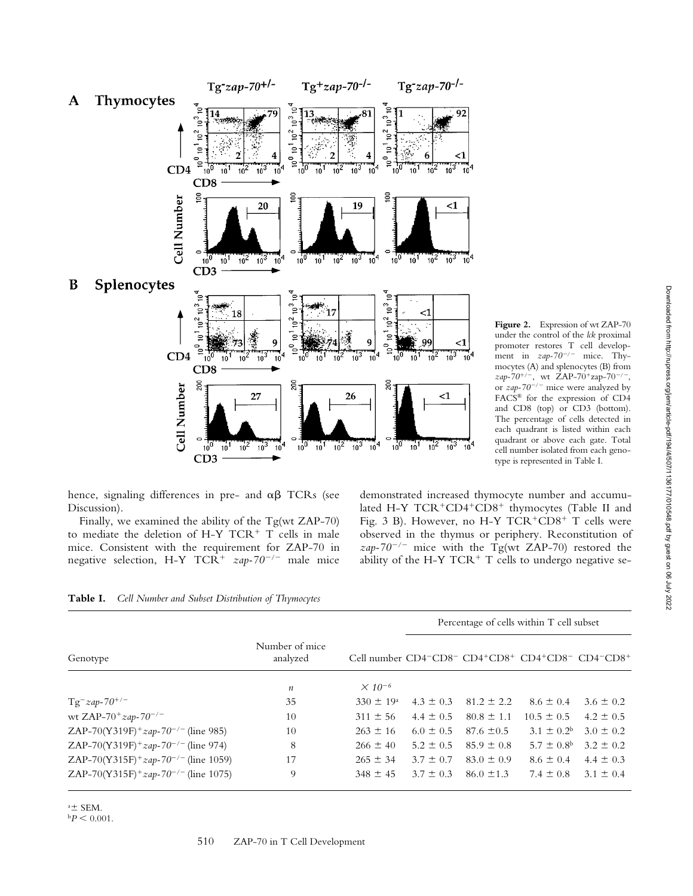**Figure 2.** Expression of wt ZAP-70 under the control of the *lck* proximal promoter restores T cell development in *zap-70*$^{-/-}$ mice. Thymocytes (A) and splenocytes (B) from *zap-70*$^{+/-}$, wt ZAP-70$^{+}$zap-70$^{-/-}$, or *zap-70*$^{-/-}$ mice were analyzed by FACS® for the expression of CD4 and CD8 (top) or CD3 (bottom). The percentage of cells detected in each quadrant is listed within each quadrant or above each gate. Total cell number isolated from each genotype is represented in Table I.

hence, signaling differences in pre- and αβ TCRs (see Discussion).

Finally, we examined the ability of the Tg(wt ZAP-70) to mediate the deletion of H-Y TCR$^{+}$ T cells in male mice. Consistent with the requirement for ZAP-70 in negative selection, H-Y TCR$^{+}$ *zap-70*$^{-/-}$ male mice demonstrated increased thymocyte number and accumulated H-Y TCR$^{+}$CD4$^{+}$CD8$^{+}$ thymocytes (Table II and Fig. 3 B). However, no H-Y TCR$^{+}$CD8$^{+}$ T cells were observed in the thymus or periphery. Reconstitution of *zap-70*$^{-/-}$ mice with the Tg(wt ZAP-70) restored the ability of the H-Y TCR$^{+}$ T cells to undergo negative se-

**Table I.** *Cell Number and Subset Distribution of Thymocytes*

| Genotype | Number of mice analyzed | Cell number | Percentage of cells within T cell subset | | | |
|---|---|---|---|---|---|---|
| | | | CD4$^{-}$CD8$^{-}$ | CD4$^{+}$CD8$^{+}$ | CD4$^{+}$CD8$^{-}$ | CD4$^{-}$CD8$^{+}$ |
| | *n* | $\times 10^{-6}$ | | | | |
| Tg$^{-}$*zap-70*$^{+/-}$ | 35 | 330 ± 19[a] | 4.3 ± 0.3 | 81.2 ± 2.2 | 8.6 ± 0.4 | 3.6 ± 0.2 |
| wt ZAP-70$^{+}$*zap-70*$^{-/-}$ | 10 | 311 ± 56 | 4.4 ± 0.5 | 80.8 ± 1.1 | 10.5 ± 0.5 | 4.2 ± 0.5 |
| ZAP-70(Y319F)$^{+}$*zap-70*$^{-/-}$ (line 985) | 10 | 263 ± 16 | 6.0 ± 0.5 | 87.6 ±0.5 | 3.1 ± 0.2[b] | 3.0 ± 0.2 |
| ZAP-70(Y319F)$^{+}$*zap-70*$^{-/-}$ (line 974) | 8 | 266 ± 40 | 5.2 ± 0.5 | 85.9 ± 0.8 | 5.7 ± 0.8[b] | 3.2 ± 0.2 |
| ZAP-70(Y315F)$^{+}$*zap-70*$^{-/-}$ (line 1059) | 17 | 265 ± 34 | 3.7 ± 0.7 | 83.0 ± 0.9 | 8.6 ± 0.4 | 4.4 ± 0.3 |
| ZAP-70(Y315F)$^{+}$*zap-70*$^{-/-}$ (line 1075) | 9 | 348 ± 45 | 3.7 ± 0.3 | 86.0 ±1.3 | 7.4 ± 0.8 | 3.1 ± 0.4 |

[a]± SEM.
[b]$P < 0.001$.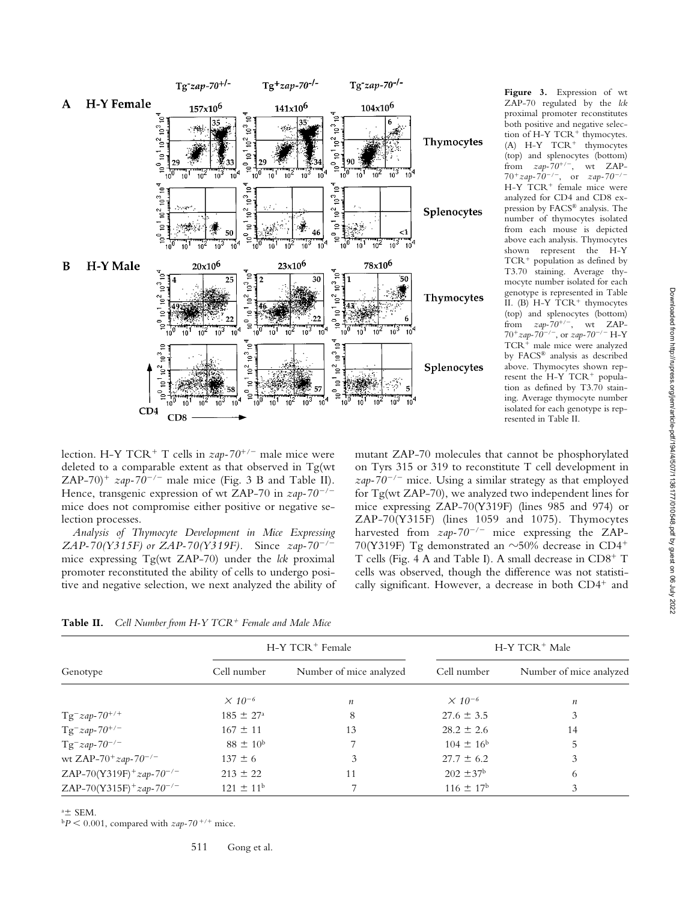**Figure 3.** Expression of wt ZAP-70 regulated by the *lck* proximal promoter reconstitutes both positive and negative selection of H-Y TCR$^+$ thymocytes. (A) H-Y TCR$^+$ thymocytes (top) and splenocytes (bottom) from *zap-70*$^{+/-}$, wt ZAP-70$^+$*zap-70*$^{-/-}$, or *zap-70*$^{-/-}$ H-Y TCR$^+$ female mice were analyzed for CD4 and CD8 expression by FACS® analysis. The number of thymocytes isolated from each mouse is depicted above each analysis. Thymocytes shown represent the H-Y TCR$^+$ population as defined by T3.70 staining. Average thymocyte number isolated for each genotype is represented in Table II. (B) H-Y TCR$^+$ thymocytes (top) and splenocytes (bottom) from *zap-70*$^{+/-}$, wt ZAP-70$^+$*zap-70*$^{-/-}$, or *zap-70*$^{-/-}$ H-Y TCR$^+$ male mice were analyzed by FACS® analysis as described above. Thymocytes shown represent the H-Y TCR$^+$ population as defined by T3.70 staining. Average thymocyte number isolated for each genotype is represented in Table II.

lection. H-Y TCR$^+$ T cells in *zap-70*$^{+/-}$ male mice were deleted to a comparable extent as that observed in Tg(wt ZAP-70)$^+$ *zap-70*$^{-/-}$ male mice (Fig. 3 B and Table II). Hence, transgenic expression of wt ZAP-70 in *zap-70*$^{-/-}$ mice does not compromise either positive or negative selection processes.

*Analysis of Thymocyte Development in Mice Expressing ZAP-70(Y315F) or ZAP-70(Y319F).* Since *zap-70*$^{-/-}$ mice expressing Tg(wt ZAP-70) under the *lck* proximal promoter reconstituted the ability of cells to undergo positive and negative selection, we next analyzed the ability of mutant ZAP-70 molecules that cannot be phosphorylated on Tyrs 315 or 319 to reconstitute T cell development in *zap-70*$^{-/-}$ mice. Using a similar strategy as that employed for Tg(wt ZAP-70), we analyzed two independent lines for mice expressing ZAP-70(Y319F) (lines 985 and 974) or ZAP-70(Y315F) (lines 1059 and 1075). Thymocytes harvested from *zap-70*$^{-/-}$ mice expressing the ZAP-70(Y319F) Tg demonstrated an ~50% decrease in CD4$^+$ T cells (Fig. 4 A and Table I). A small decrease in CD8$^+$ T cells was observed, though the difference was not statistically significant. However, a decrease in both CD4$^+$ and

**Table II.** *Cell Number from H-Y TCR$^+$ Female and Male Mice*

| Genotype | H-Y TCR$^+$ Female | | H-Y TCR$^+$ Male | |
|---|---|---|---|---|
| | Cell number | Number of mice analyzed | Cell number | Number of mice analyzed |
| | $\times 10^{-6}$ | *n* | $\times 10^{-6}$ | *n* |
| Tg$^-$*zap-70*$^{+/+}$ | 185 ± 27[a] | 8 | 27.6 ± 3.5 | 3 |
| Tg$^-$*zap-70*$^{+/-}$ | 167 ± 11 | 13 | 28.2 ± 2.6 | 14 |
| Tg$^-$*zap-70*$^{-/-}$ | 88 ± 10[b] | 7 | 104 ± 16[b] | 5 |
| wt ZAP-70$^+$*zap-70*$^{-/-}$ | 137 ± 6 | 3 | 27.7 ± 6.2 | 3 |
| ZAP-70(Y319F)$^+$*zap-70*$^{-/-}$ | 213 ± 22 | 11 | 202 ±37[b] | 6 |
| ZAP-70(Y315F)$^+$*zap-70*$^{-/-}$ | 121 ± 11[b] | 7 | 116 ± 17[b] | 3 |

[a]± SEM.

[b]$P < 0.001$, compared with *zap-70*$^{+/+}$ mice.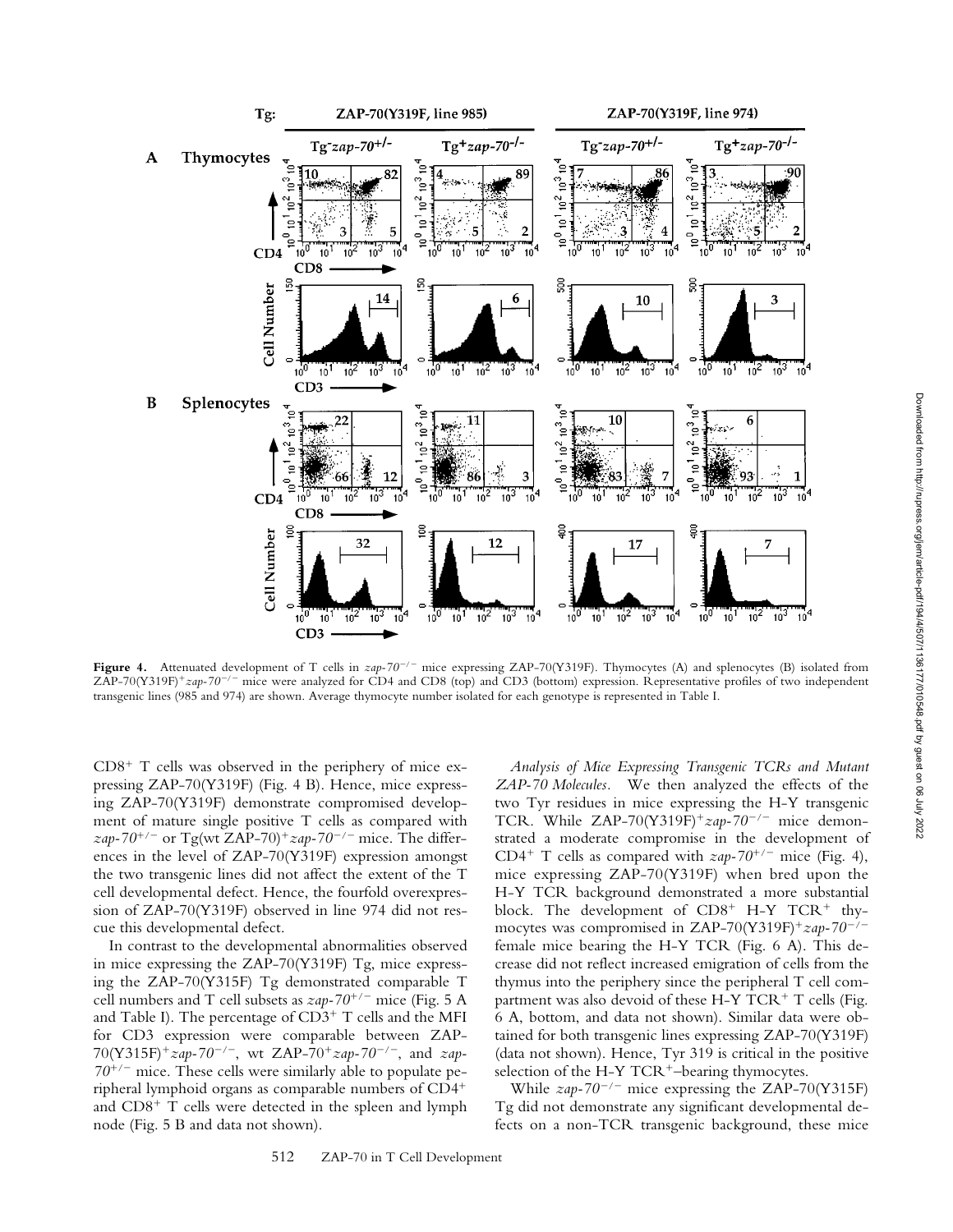**Figure 4.** Attenuated development of T cells in *zap-70*$^{-/-}$ mice expressing ZAP-70(Y319F). Thymocytes (A) and splenocytes (B) isolated from ZAP-70(Y319F)$^{+}$*zap-70*$^{-/-}$ mice were analyzed for CD4 and CD8 (top) and CD3 (bottom) expression. Representative profiles of two independent transgenic lines (985 and 974) are shown. Average thymocyte number isolated for each genotype is represented in Table I.

CD8$^{+}$ T cells was observed in the periphery of mice expressing ZAP-70(Y319F) (Fig. 4 B). Hence, mice expressing ZAP-70(Y319F) demonstrate compromised development of mature single positive T cells as compared with *zap-70*$^{+/-}$ or Tg(wt ZAP-70)$^{+}$*zap-70*$^{-/-}$ mice. The differences in the level of ZAP-70(Y319F) expression amongst the two transgenic lines did not affect the extent of the T cell developmental defect. Hence, the fourfold overexpression of ZAP-70(Y319F) observed in line 974 did not rescue this developmental defect.

In contrast to the developmental abnormalities observed in mice expressing the ZAP-70(Y319F) Tg, mice expressing the ZAP-70(Y315F) Tg demonstrated comparable T cell numbers and T cell subsets as *zap-70*$^{+/-}$ mice (Fig. 5 A and Table I). The percentage of CD3$^{+}$ T cells and the MFI for CD3 expression were comparable between ZAP-70(Y315F)$^{+}$*zap-70*$^{-/-}$, wt ZAP-70$^{+}$*zap-70*$^{-/-}$, and *zap-70*$^{+/-}$ mice. These cells were similarly able to populate peripheral lymphoid organs as comparable numbers of CD4$^{+}$ and CD8$^{+}$ T cells were detected in the spleen and lymph node (Fig. 5 B and data not shown).

*Analysis of Mice Expressing Transgenic TCRs and Mutant ZAP-70 Molecules.* We then analyzed the effects of the two Tyr residues in mice expressing the H-Y transgenic TCR. While ZAP-70(Y319F)$^{+}$*zap-70*$^{-/-}$ mice demonstrated a moderate compromise in the development of CD4$^{+}$ T cells as compared with *zap-70*$^{+/-}$ mice (Fig. 4), mice expressing ZAP-70(Y319F) when bred upon the H-Y TCR background demonstrated a more substantial block. The development of CD8$^{+}$ H-Y TCR$^{+}$ thymocytes was compromised in ZAP-70(Y319F)$^{+}$*zap-70*$^{-/-}$ female mice bearing the H-Y TCR (Fig. 6 A). This decrease did not reflect increased emigration of cells from the thymus into the periphery since the peripheral T cell compartment was also devoid of these H-Y TCR$^{+}$ T cells (Fig. 6 A, bottom, and data not shown). Similar data were obtained for both transgenic lines expressing ZAP-70(Y319F) (data not shown). Hence, Tyr 319 is critical in the positive selection of the H-Y TCR$^{+}$–bearing thymocytes.

While *zap-70*$^{-/-}$ mice expressing the ZAP-70(Y315F) Tg did not demonstrate any significant developmental defects on a non-TCR transgenic background, these mice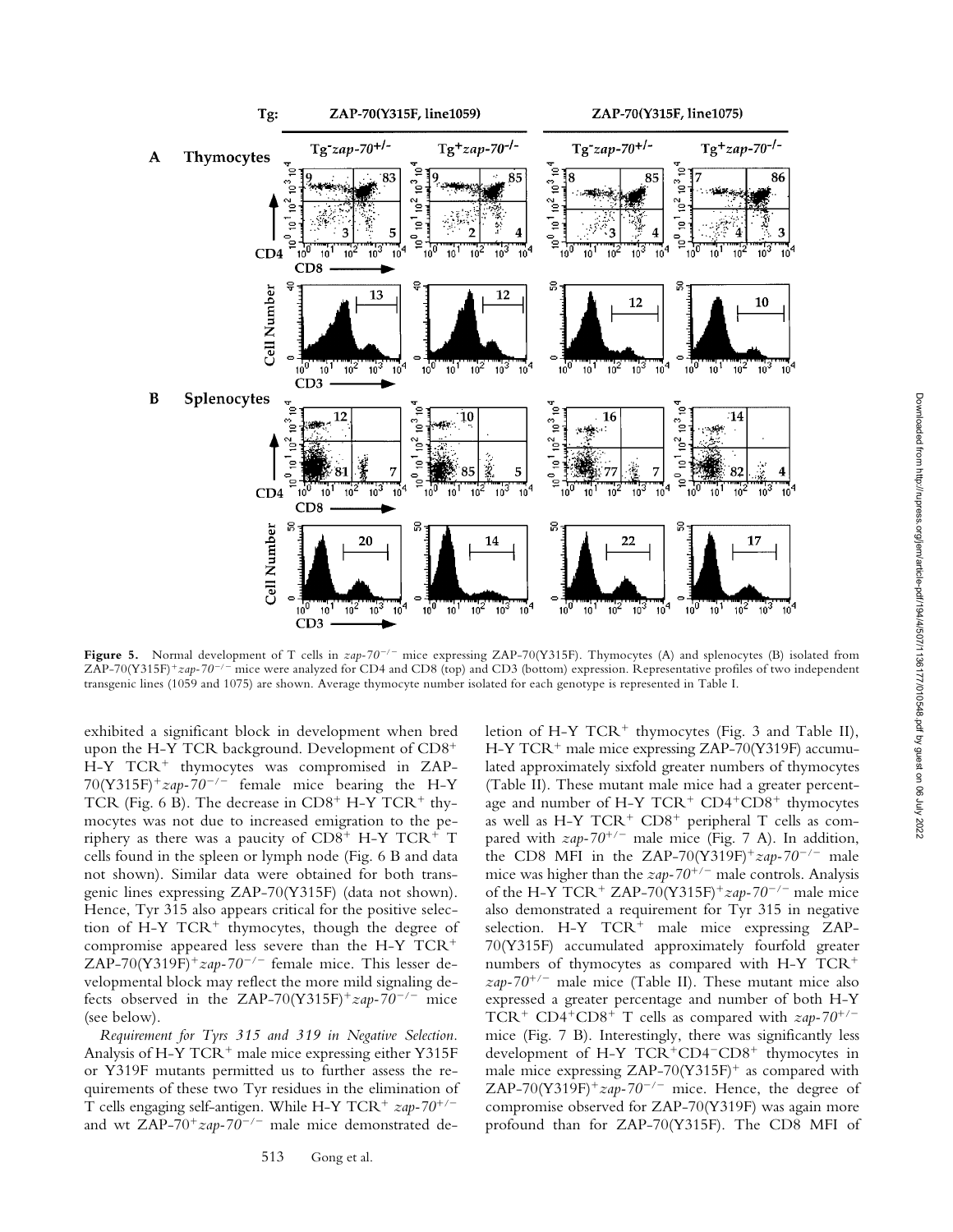**Figure 5.** Normal development of T cells in *zap-70*$^{-/-}$ mice expressing ZAP-70(Y315F). Thymocytes (A) and splenocytes (B) isolated from ZAP-70(Y315F)$^{+}$*zap-70*$^{-/-}$ mice were analyzed for CD4 and CD8 (top) and CD3 (bottom) expression. Representative profiles of two independent transgenic lines (1059 and 1075) are shown. Average thymocyte number isolated for each genotype is represented in Table I.

exhibited a significant block in development when bred upon the H-Y TCR background. Development of CD8$^{+}$ H-Y TCR$^{+}$ thymocytes was compromised in ZAP-70(Y315F)$^{+}$*zap-70*$^{-/-}$ female mice bearing the H-Y TCR (Fig. 6 B). The decrease in CD8$^{+}$ H-Y TCR$^{+}$ thymocytes was not due to increased emigration to the periphery as there was a paucity of CD8$^{+}$ H-Y TCR$^{+}$ T cells found in the spleen or lymph node (Fig. 6 B and data not shown). Similar data were obtained for both transgenic lines expressing ZAP-70(Y315F) (data not shown). Hence, Tyr 315 also appears critical for the positive selection of H-Y TCR$^{+}$ thymocytes, though the degree of compromise appeared less severe than the H-Y TCR$^{+}$ ZAP-70(Y319F)$^{+}$*zap-70*$^{-/-}$ female mice. This lesser developmental block may reflect the more mild signaling defects observed in the ZAP-70(Y315F)$^{+}$*zap-70*$^{-/-}$ mice (see below).

*Requirement for Tyrs 315 and 319 in Negative Selection.* Analysis of H-Y TCR$^{+}$ male mice expressing either Y315F or Y319F mutants permitted us to further assess the requirements of these two Tyr residues in the elimination of T cells engaging self-antigen. While H-Y TCR$^{+}$ *zap-70*$^{+/-}$ and wt ZAP-70$^{+}$*zap-70*$^{-/-}$ male mice demonstrated deletion of H-Y TCR$^{+}$ thymocytes (Fig. 3 and Table II), H-Y TCR$^{+}$ male mice expressing ZAP-70(Y319F) accumulated approximately sixfold greater numbers of thymocytes (Table II). These mutant male mice had a greater percentage and number of H-Y TCR$^{+}$ CD4$^{+}$CD8$^{+}$ thymocytes as well as H-Y TCR$^{+}$ CD8$^{+}$ peripheral T cells as compared with *zap-70*$^{+/-}$ male mice (Fig. 7 A). In addition, the CD8 MFI in the ZAP-70(Y319F)$^{+}$*zap-70*$^{-/-}$ male mice was higher than the *zap-70*$^{+/-}$ male controls. Analysis of the H-Y TCR$^{+}$ ZAP-70(Y315F)$^{+}$*zap-70*$^{-/-}$ male mice also demonstrated a requirement for Tyr 315 in negative selection. H-Y TCR$^{+}$ male mice expressing ZAP-70(Y315F) accumulated approximately fourfold greater numbers of thymocytes as compared with H-Y TCR$^{+}$ *zap-70*$^{+/-}$ male mice (Table II). These mutant mice also expressed a greater percentage and number of both H-Y TCR$^{+}$ CD4$^{+}$CD8$^{+}$ T cells as compared with *zap-70*$^{+/-}$ mice (Fig. 7 B). Interestingly, there was significantly less development of H-Y TCR$^{+}$CD4$^{-}$CD8$^{+}$ thymocytes in male mice expressing ZAP-70(Y315F)$^{+}$ as compared with ZAP-70(Y319F)$^{+}$*zap-70*$^{-/-}$ mice. Hence, the degree of compromise observed for ZAP-70(Y319F) was again more profound than for ZAP-70(Y315F). The CD8 MFI of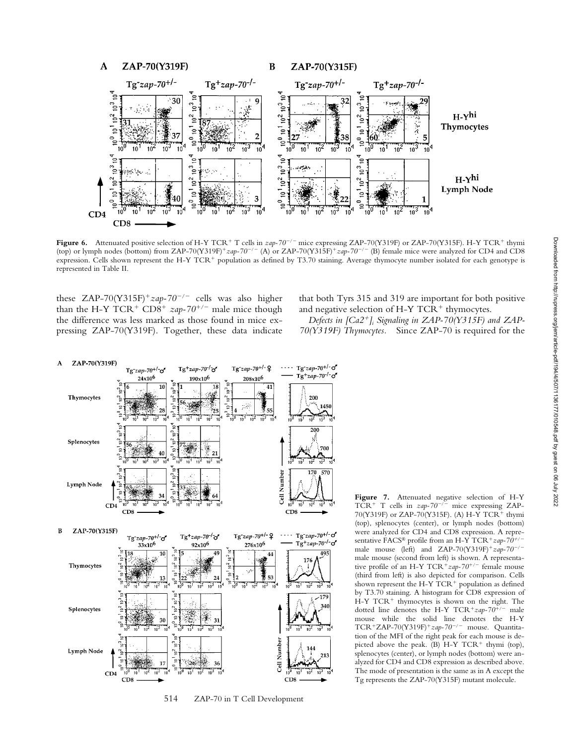**Figure 6.** Attenuated positive selection of H-Y TCR$^+$ T cells in *zap-70*$^{-/-}$ mice expressing ZAP-70(Y319F) or ZAP-70(Y315F). H-Y TCR$^+$ thymi (top) or lymph nodes (bottom) from ZAP-70(Y319F)$^+$*zap-70*$^{-/-}$ (A) or ZAP-70(Y315F)$^+$*zap-70*$^{-/-}$ (B) female mice were analyzed for CD4 and CD8 expression. Cells shown represent the H-Y TCR$^+$ population as defined by T3.70 staining. Average thymocyte number isolated for each genotype is represented in Table II.

these ZAP-70(Y315F)$^+$*zap-70*$^{-/-}$ cells was also higher than the H-Y TCR$^+$ CD8$^+$ *zap-70*$^{+/-}$ male mice though the difference was less marked as those found in mice expressing ZAP-70(Y319F). Together, these data indicate that both Tyrs 315 and 319 are important for both positive and negative selection of H-Y TCR$^+$ thymocytes.

*Defects in [Ca2$^+$]$_i$ Signaling in ZAP-70(Y315F) and ZAP-70(Y319F) Thymocytes.* Since ZAP-70 is required for the

**Figure 7.** Attenuated negative selection of H-Y TCR$^+$ T cells in *zap-70*$^{-/-}$ mice expressing ZAP-70(Y319F) or ZAP-70(Y315F). (A) H-Y TCR$^+$ thymi (top), splenocytes (center), or lymph nodes (bottom) were analyzed for CD4 and CD8 expression. A representative FACS® profile from an H-Y TCR$^+$*zap-70*$^{+/-}$ male mouse (left) and ZAP-70(Y319F)$^+$*zap-70*$^{-/-}$ male mouse (second from left) is shown. A representative profile of an H-Y TCR$^+$*zap-70*$^{+/-}$ female mouse (third from left) is also depicted for comparison. Cells shown represent the H-Y TCR$^+$ population as defined by T3.70 staining. A histogram for CD8 expression of H-Y TCR$^+$ thymocytes is shown on the right. The dotted line denotes the H-Y TCR$^+$*zap-70*$^{+/-}$ male mouse while the solid line denotes the H-Y TCR$^+$ZAP-70(Y319F)$^+$*zap-70*$^{-/-}$ mouse. Quantitation of the MFI of the right peak for each mouse is depicted above the peak. (B) H-Y TCR$^+$ thymi (top), splenocytes (center), or lymph nodes (bottom) were analyzed for CD4 and CD8 expression as described above. The mode of presentation is the same as in A except the Tg represents the ZAP-70(Y315F) mutant molecule.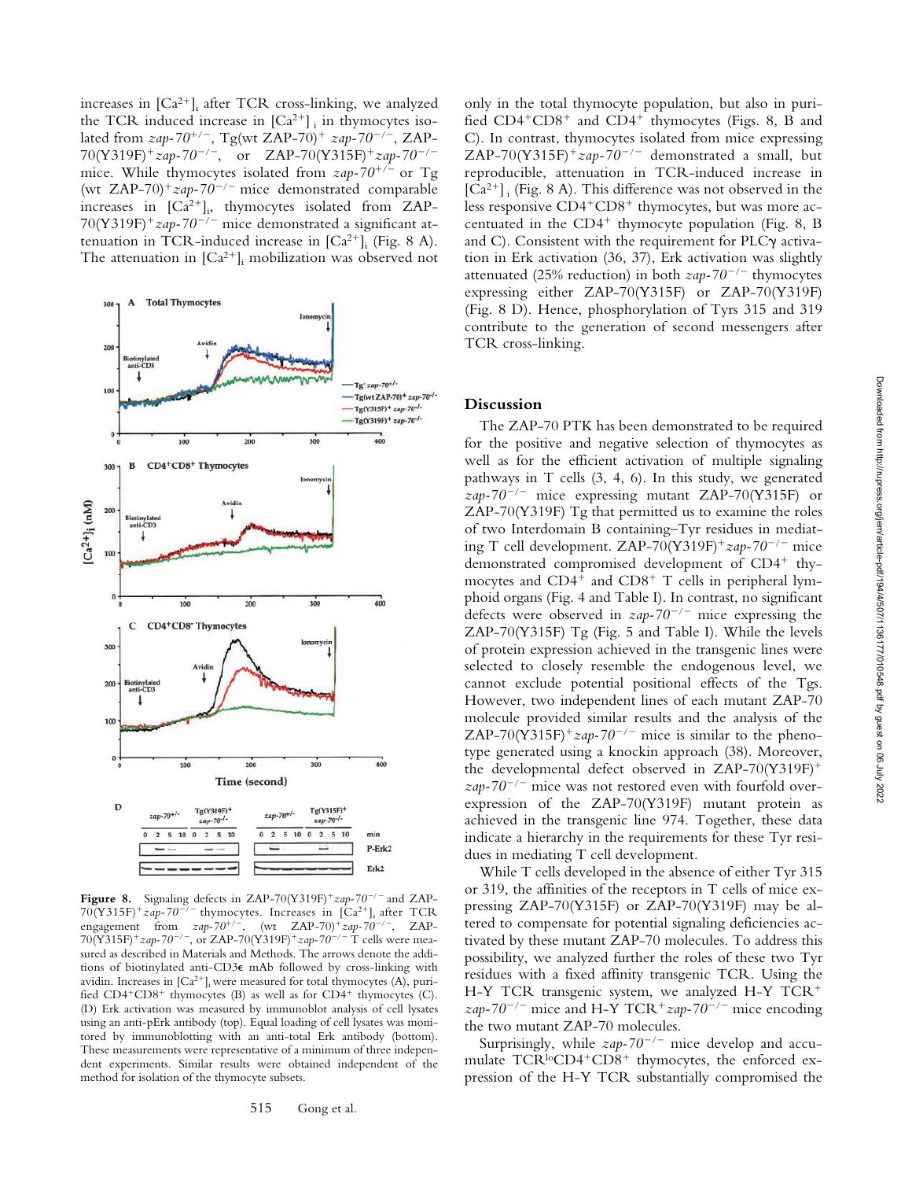increases in $[Ca^{2+}]_i$ after TCR cross-linking, we analyzed the TCR induced increase in $[Ca^{2+}]_i$ in thymocytes isolated from *zap-70*$^{+/-}$, Tg(wt ZAP-70)$^+$ *zap-70*$^{-/-}$, ZAP-70(Y319F)$^+$*zap-70*$^{-/-}$, or ZAP-70(Y315F)$^+$*zap-70*$^{-/-}$ mice. While thymocytes isolated from *zap-70*$^{+/-}$ or Tg (wt ZAP-70)$^+$*zap-70*$^{-/-}$ mice demonstrated comparable increases in $[Ca^{2+}]_i$, thymocytes isolated from ZAP-70(Y319F)$^+$*zap-70*$^{-/-}$ mice demonstrated a significant attenuation in TCR-induced increase in $[Ca^{2+}]_i$ (Fig. 8 A). The attenuation in $[Ca^{2+}]_i$ mobilization was observed not only in the total thymocyte population, but also in purified CD4$^+$CD8$^+$ and CD4$^+$ thymocytes (Figs. 8, B and C). In contrast, thymocytes isolated from mice expressing ZAP-70(Y315F)$^+$*zap-70*$^{-/-}$ demonstrated a small, but reproducible, attenuation in TCR-induced increase in $[Ca^{2+}]_i$ (Fig. 8 A). This difference was not observed in the less responsive CD4$^+$CD8$^+$ thymocytes, but was more accentuated in the CD4$^+$ thymocyte population (Fig. 8, B and C). Consistent with the requirement for PLCγ activation in Erk activation (36, 37), Erk activation was slightly attenuated (25% reduction) in both *zap-70*$^{-/-}$ thymocytes expressing either ZAP-70(Y315F) or ZAP-70(Y319F) (Fig. 8 D). Hence, phosphorylation of Tyrs 315 and 319 contribute to the generation of second messengers after TCR cross-linking.

**Figure 8.** Signaling defects in ZAP-70(Y319F)$^+$*zap-70*$^{-/-}$ and ZAP-70(Y315F)$^+$*zap-70*$^{-/-}$ thymocytes. Increases in $[Ca^{2+}]_i$ after TCR engagement from *zap-70*$^{+/-}$, (wt ZAP-70)$^+$*zap-70*$^{-/-}$, ZAP-70(Y315F)$^+$*zap-70*$^{-/-}$, or ZAP-70(Y319F)$^+$*zap-70*$^{-/-}$ T cells were measured as described in Materials and Methods. The arrows denote the additions of biotinylated anti-CD3ε mAb followed by cross-linking with avidin. Increases in $[Ca^{2+}]_i$ were measured for total thymocytes (A), purified CD4$^+$CD8$^+$ thymocytes (B) as well as for CD4$^+$ thymocytes (C). (D) Erk activation was measured by immunoblot analysis of cell lysates using an anti-pErk antibody (top). Equal loading of cell lysates was monitored by immunoblotting with an anti-total Erk antibody (bottom). These measurements were representative of a minimum of three independent experiments. Similar results were obtained independent of the method for isolation of the thymocyte subsets.

## Discussion

The ZAP-70 PTK has been demonstrated to be required for the positive and negative selection of thymocytes as well as for the efficient activation of multiple signaling pathways in T cells (3, 4, 6). In this study, we generated *zap-70*$^{-/-}$ mice expressing mutant ZAP-70(Y315F) or ZAP-70(Y319F) Tg that permitted us to examine the roles of two Interdomain B containing–Tyr residues in mediating T cell development. ZAP-70(Y319F)$^+$*zap-70*$^{-/-}$ mice demonstrated compromised development of CD4$^+$ thymocytes and CD4$^+$ and CD8$^+$ T cells in peripheral lymphoid organs (Fig. 4 and Table I). In contrast, no significant defects were observed in *zap-70*$^{-/-}$ mice expressing the ZAP-70(Y315F) Tg (Fig. 5 and Table I). While the levels of protein expression achieved in the transgenic lines were selected to closely resemble the endogenous level, we cannot exclude potential positional effects of the Tgs. However, two independent lines of each mutant ZAP-70 molecule provided similar results and the analysis of the ZAP-70(Y315F)$^+$*zap-70*$^{-/-}$ mice is similar to the phenotype generated using a knockin approach (38). Moreover, the developmental defect observed in ZAP-70(Y319F)$^+$ *zap-70*$^{-/-}$ mice was not restored even with fourfold overexpression of the ZAP-70(Y319F) mutant protein as achieved in the transgenic line 974. Together, these data indicate a hierarchy in the requirements for these Tyr residues in mediating T cell development.

While T cells developed in the absence of either Tyr 315 or 319, the affinities of the receptors in T cells of mice expressing ZAP-70(Y315F) or ZAP-70(Y319F) may be altered to compensate for potential signaling deficiencies activated by these mutant ZAP-70 molecules. To address this possibility, we analyzed further the roles of these two Tyr residues with a fixed affinity transgenic TCR. Using the H-Y TCR transgenic system, we analyzed H-Y TCR$^+$ *zap-70*$^{-/-}$ mice and H-Y TCR$^+$*zap-70*$^{-/-}$ mice encoding the two mutant ZAP-70 molecules.

Surprisingly, while *zap-70*$^{-/-}$ mice develop and accumulate TCR$^{lo}$CD4$^+$CD8$^+$ thymocytes, the enforced expression of the H-Y TCR substantially compromised the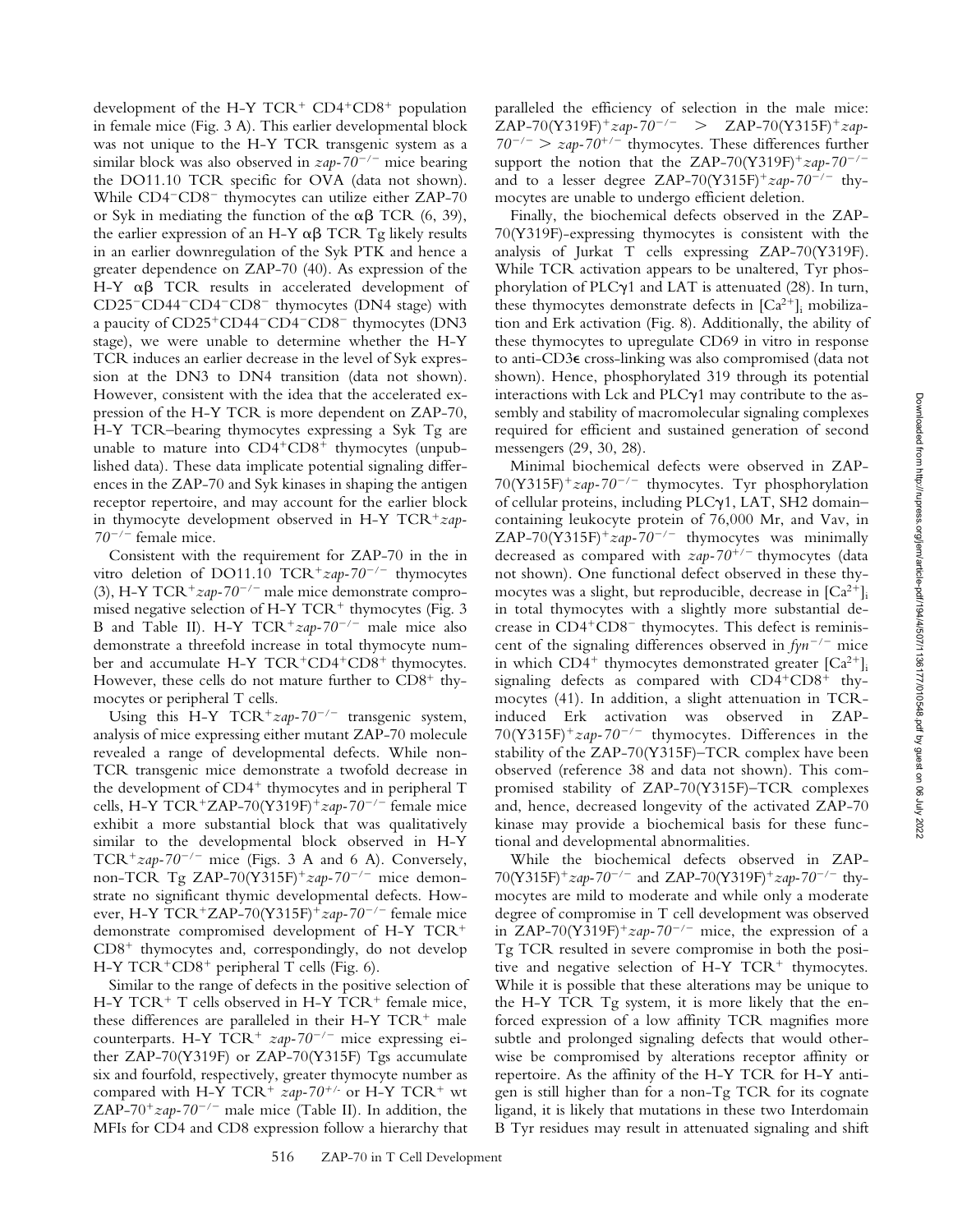development of the H-Y TCR$^+$ CD4$^+$CD8$^+$ population in female mice (Fig. 3 A). This earlier developmental block was not unique to the H-Y TCR transgenic system as a similar block was also observed in *zap-70*$^{-/-}$ mice bearing the DO11.10 TCR specific for OVA (data not shown). While CD4$^-$CD8$^-$ thymocytes can utilize either ZAP-70 or Syk in mediating the function of the αβ TCR (6, 39), the earlier expression of an H-Y αβ TCR Tg likely results in an earlier downregulation of the Syk PTK and hence a greater dependence on ZAP-70 (40). As expression of the H-Y αβ TCR results in accelerated development of CD25$^-$CD44$^-$CD4$^-$CD8$^-$ thymocytes (DN4 stage) with a paucity of CD25$^+$CD44$^-$CD4$^-$CD8$^-$ thymocytes (DN3 stage), we were unable to determine whether the H-Y TCR induces an earlier decrease in the level of Syk expression at the DN3 to DN4 transition (data not shown). However, consistent with the idea that the accelerated expression of the H-Y TCR is more dependent on ZAP-70, H-Y TCR–bearing thymocytes expressing a Syk Tg are unable to mature into CD4$^+$CD8$^+$ thymocytes (unpublished data). These data implicate potential signaling differences in the ZAP-70 and Syk kinases in shaping the antigen receptor repertoire, and may account for the earlier block in thymocyte development observed in H-Y TCR$^+$*zap-70*$^{-/-}$ female mice.

Consistent with the requirement for ZAP-70 in the in vitro deletion of DO11.10 TCR$^+$*zap-70*$^{-/-}$ thymocytes (3), H-Y TCR$^+$*zap-70*$^{-/-}$ male mice demonstrate compromised negative selection of H-Y TCR$^+$ thymocytes (Fig. 3 B and Table II). H-Y TCR$^+$*zap-70*$^{-/-}$ male mice also demonstrate a threefold increase in total thymocyte number and accumulate H-Y TCR$^+$CD4$^+$CD8$^+$ thymocytes. However, these cells do not mature further to CD8$^+$ thymocytes or peripheral T cells.

Using this H-Y TCR$^+$*zap-70*$^{-/-}$ transgenic system, analysis of mice expressing either mutant ZAP-70 molecule revealed a range of developmental defects. While non-TCR transgenic mice demonstrate a twofold decrease in the development of CD4$^+$ thymocytes and in peripheral T cells, H-Y TCR$^+$ZAP-70(Y319F)$^+$*zap-70*$^{-/-}$ female mice exhibit a more substantial block that was qualitatively similar to the developmental block observed in H-Y TCR$^+$*zap-70*$^{-/-}$ mice (Figs. 3 A and 6 A). Conversely, non-TCR Tg ZAP-70(Y315F)$^+$*zap-70*$^{-/-}$ mice demonstrate no significant thymic developmental defects. However, H-Y TCR$^+$ZAP-70(Y315F)$^+$*zap-70*$^{-/-}$ female mice demonstrate compromised development of H-Y TCR$^+$ CD8$^+$ thymocytes and, correspondingly, do not develop H-Y TCR$^+$CD8$^+$ peripheral T cells (Fig. 6).

Similar to the range of defects in the positive selection of H-Y TCR$^+$ T cells observed in H-Y TCR$^+$ female mice, these differences are paralleled in their H-Y TCR$^+$ male counterparts. H-Y TCR$^+$ *zap-70*$^{-/-}$ mice expressing either ZAP-70(Y319F) or ZAP-70(Y315F) Tgs accumulate six and fourfold, respectively, greater thymocyte number as compared with H-Y TCR$^+$ *zap-70*$^{+/-}$ or H-Y TCR$^+$ wt ZAP-70$^+$*zap-70*$^{-/-}$ male mice (Table II). In addition, the MFIs for CD4 and CD8 expression follow a hierarchy that paralleled the efficiency of selection in the male mice: ZAP-70(Y319F)$^+$*zap-70*$^{-/-}$ > ZAP-70(Y315F)$^+$*zap-70*$^{-/-}$ > *zap-70*$^{+/-}$ thymocytes. These differences further support the notion that the ZAP-70(Y319F)$^+$*zap-70*$^{-/-}$ and to a lesser degree ZAP-70(Y315F)$^+$*zap-70*$^{-/-}$ thymocytes are unable to undergo efficient deletion.

Finally, the biochemical defects observed in the ZAP-70(Y319F)-expressing thymocytes is consistent with the analysis of Jurkat T cells expressing ZAP-70(Y319F). While TCR activation appears to be unaltered, Tyr phosphorylation of PLCγ1 and LAT is attenuated (28). In turn, these thymocytes demonstrate defects in $[Ca^{2+}]_i$ mobilization and Erk activation (Fig. 8). Additionally, the ability of these thymocytes to upregulate CD69 in vitro in response to anti-CD3ε cross-linking was also compromised (data not shown). Hence, phosphorylated 319 through its potential interactions with Lck and PLCγ1 may contribute to the assembly and stability of macromolecular signaling complexes required for efficient and sustained generation of second messengers (29, 30, 28).

Minimal biochemical defects were observed in ZAP-70(Y315F)$^+$*zap-70*$^{-/-}$ thymocytes. Tyr phosphorylation of cellular proteins, including PLCγ1, LAT, SH2 domain–containing leukocyte protein of 76,000 Mr, and Vav, in ZAP-70(Y315F)$^+$*zap-70*$^{-/-}$ thymocytes was minimally decreased as compared with *zap-70*$^{+/-}$ thymocytes (data not shown). One functional defect observed in these thymocytes was a slight, but reproducible, decrease in $[Ca^{2+}]_i$ in total thymocytes with a slightly more substantial decrease in CD4$^+$CD8$^-$ thymocytes. This defect is reminiscent of the signaling differences observed in *fyn*$^{-/-}$ mice in which CD4$^+$ thymocytes demonstrated greater $[Ca^{2+}]_i$ signaling defects as compared with CD4$^+$CD8$^+$ thymocytes (41). In addition, a slight attenuation in TCR-induced Erk activation was observed in ZAP-70(Y315F)$^+$*zap-70*$^{-/-}$ thymocytes. Differences in the stability of the ZAP-70(Y315F)–TCR complex have been observed (reference 38 and data not shown). This compromised stability of ZAP-70(Y315F)–TCR complexes and, hence, decreased longevity of the activated ZAP-70 kinase may provide a biochemical basis for these functional and developmental abnormalities.

While the biochemical defects observed in ZAP-70(Y315F)$^+$*zap-70*$^{-/-}$ and ZAP-70(Y319F)$^+$*zap-70*$^{-/-}$ thymocytes are mild to moderate and while only a moderate degree of compromise in T cell development was observed in ZAP-70(Y319F)$^+$*zap-70*$^{-/-}$ mice, the expression of a Tg TCR resulted in severe compromise in both the positive and negative selection of H-Y TCR$^+$ thymocytes. While it is possible that these alterations may be unique to the H-Y TCR Tg system, it is more likely that the enforced expression of a low affinity TCR magnifies more subtle and prolonged signaling defects that would otherwise be compromised by alterations receptor affinity or repertoire. As the affinity of the H-Y TCR for H-Y antigen is still higher than for a non-Tg TCR for its cognate ligand, it is likely that mutations in these two Interdomain B Tyr residues may result in attenuated signaling and shift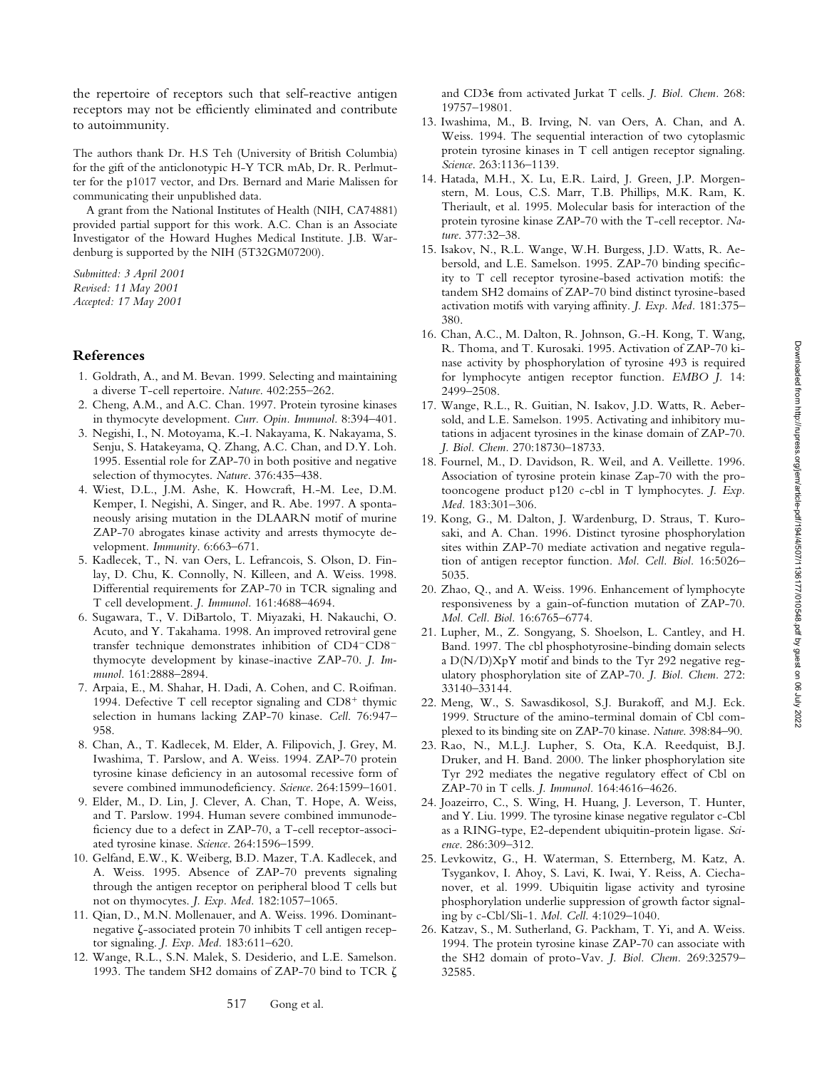the repertoire of receptors such that self-reactive antigen receptors may not be efficiently eliminated and contribute to autoimmunity.

The authors thank Dr. H.S Teh (University of British Columbia) for the gift of the anticlonotypic H-Y TCR mAb, Dr. R. Perlmutter for the p1017 vector, and Drs. Bernard and Marie Malissen for communicating their unpublished data.

A grant from the National Institutes of Health (NIH, CA74881) provided partial support for this work. A.C. Chan is an Associate Investigator of the Howard Hughes Medical Institute. J.B. Wardenburg is supported by the NIH (5T32GM07200).

*Submitted: 3 April 2001*
*Revised: 11 May 2001*
*Accepted: 17 May 2001*

## References

1. Goldrath, A., and M. Bevan. 1999. Selecting and maintaining a diverse T-cell repertoire. *Nature*. 402:255–262.
2. Cheng, A.M., and A.C. Chan. 1997. Protein tyrosine kinases in thymocyte development. *Curr. Opin. Immunol.* 8:394–401.
3. Negishi, I., N. Motoyama, K.-I. Nakayama, K. Nakayama, S. Senju, S. Hatakeyama, Q. Zhang, A.C. Chan, and D.Y. Loh. 1995. Essential role for ZAP-70 in both positive and negative selection of thymocytes. *Nature*. 376:435–438.
4. Wiest, D.L., J.M. Ashe, K. Howcraft, H.-M. Lee, D.M. Kemper, I. Negishi, A. Singer, and R. Abe. 1997. A spontaneously arising mutation in the DLAARN motif of murine ZAP-70 abrogates kinase activity and arrests thymocyte development. *Immunity*. 6:663–671.
5. Kadlecek, T., N. van Oers, L. Lefrancois, S. Olson, D. Finlay, D. Chu, K. Connolly, N. Killeen, and A. Weiss. 1998. Differential requirements for ZAP-70 in TCR signaling and T cell development. *J. Immunol.* 161:4688–4694.
6. Sugawara, T., V. DiBartolo, T. Miyazaki, H. Nakauchi, O. Acuto, and Y. Takahama. 1998. An improved retroviral gene transfer technique demonstrates inhibition of $CD4^-CD8^-$ thymocyte development by kinase-inactive ZAP-70. *J. Immunol.* 161:2888–2894.
7. Arpaia, E., M. Shahar, H. Dadi, A. Cohen, and C. Roifman. 1994. Defective T cell receptor signaling and $CD8^+$ thymic selection in humans lacking ZAP-70 kinase. *Cell*. 76:947–958.
8. Chan, A., T. Kadlecek, M. Elder, A. Filipovich, J. Grey, M. Iwashima, T. Parslow, and A. Weiss. 1994. ZAP-70 protein tyrosine kinase deficiency in an autosomal recessive form of severe combined immunodeficiency. *Science*. 264:1599–1601.
9. Elder, M., D. Lin, J. Clever, A. Chan, T. Hope, A. Weiss, and T. Parslow. 1994. Human severe combined immunodeficiency due to a defect in ZAP-70, a T-cell receptor-associated tyrosine kinase. *Science*. 264:1596–1599.
10. Gelfand, E.W., K. Weiberg, B.D. Mazer, T.A. Kadlecek, and A. Weiss. 1995. Absence of ZAP-70 prevents signaling through the antigen receptor on peripheral blood T cells but not on thymocytes. *J. Exp. Med.* 182:1057–1065.
11. Qian, D., M.N. Mollenauer, and A. Weiss. 1996. Dominant-negative ζ-associated protein 70 inhibits T cell antigen receptor signaling. *J. Exp. Med.* 183:611–620.
12. Wange, R.L., S.N. Malek, S. Desiderio, and L.E. Samelson. 1993. The tandem SH2 domains of ZAP-70 bind to TCR ζ and CD3ε from activated Jurkat T cells. *J. Biol. Chem.* 268: 19757–19801.
13. Iwashima, M., B. Irving, N. van Oers, A. Chan, and A. Weiss. 1994. The sequential interaction of two cytoplasmic protein tyrosine kinases in T cell antigen receptor signaling. *Science*. 263:1136–1139.
14. Hatada, M.H., X. Lu, E.R. Laird, J. Green, J.P. Morgenstern, M. Lous, C.S. Marr, T.B. Phillips, M.K. Ram, K. Theriault, et al. 1995. Molecular basis for interaction of the protein tyrosine kinase ZAP-70 with the T-cell receptor. *Nature*. 377:32–38.
15. Isakov, N., R.L. Wange, W.H. Burgess, J.D. Watts, R. Aebersold, and L.E. Samelson. 1995. ZAP-70 binding specificity to T cell receptor tyrosine-based activation motifs: the tandem SH2 domains of ZAP-70 bind distinct tyrosine-based activation motifs with varying affinity. *J. Exp. Med.* 181:375–380.
16. Chan, A.C., M. Dalton, R. Johnson, G.-H. Kong, T. Wang, R. Thoma, and T. Kurosaki. 1995. Activation of ZAP-70 kinase activity by phosphorylation of tyrosine 493 is required for lymphocyte antigen receptor function. *EMBO J.* 14: 2499–2508.
17. Wange, R.L., R. Guitian, N. Isakov, J.D. Watts, R. Aebersold, and L.E. Samelson. 1995. Activating and inhibitory mutations in adjacent tyrosines in the kinase domain of ZAP-70. *J. Biol. Chem.* 270:18730–18733.
18. Fournel, M., D. Davidson, R. Weil, and A. Veillette. 1996. Association of tyrosine protein kinase Zap-70 with the protooncogene product p120 c-cbl in T lymphocytes. *J. Exp. Med.* 183:301–306.
19. Kong, G., M. Dalton, J. Wardenburg, D. Straus, T. Kurosaki, and A. Chan. 1996. Distinct tyrosine phosphorylation sites within ZAP-70 mediate activation and negative regulation of antigen receptor function. *Mol. Cell. Biol.* 16:5026–5035.
20. Zhao, Q., and A. Weiss. 1996. Enhancement of lymphocyte responsiveness by a gain-of-function mutation of ZAP-70. *Mol. Cell. Biol.* 16:6765–6774.
21. Lupher, M., Z. Songyang, S. Shoelson, L. Cantley, and H. Band. 1997. The cbl phosphotyrosine-binding domain selects a D(N/D)XpY motif and binds to the Tyr 292 negative regulatory phosphorylation site of ZAP-70. *J. Biol. Chem.* 272: 33140–33144.
22. Meng, W., S. Sawasdikosol, S.J. Burakoff, and M.J. Eck. 1999. Structure of the amino-terminal domain of Cbl complexed to its binding site on ZAP-70 kinase. *Nature*. 398:84–90.
23. Rao, N., M.L.J. Lupher, S. Ota, K.A. Reedquist, B.J. Druker, and H. Band. 2000. The linker phosphorylation site Tyr 292 mediates the negative regulatory effect of Cbl on ZAP-70 in T cells. *J. Immunol.* 164:4616–4626.
24. Joazeirro, C., S. Wing, H. Huang, J. Leverson, T. Hunter, and Y. Liu. 1999. The tyrosine kinase negative regulator c-Cbl as a RING-type, E2-dependent ubiquitin-protein ligase. *Science*. 286:309–312.
25. Levkowitz, G., H. Waterman, S. Etternberg, M. Katz, A. Tsygankov, I. Ahoy, S. Lavi, K. Iwai, Y. Reiss, A. Ciechanover, et al. 1999. Ubiquitin ligase activity and tyrosine phosphorylation underlie suppression of growth factor signaling by c-Cbl/Sli-1. *Mol. Cell.* 4:1029–1040.
26. Katzav, S., M. Sutherland, G. Packham, T. Yi, and A. Weiss. 1994. The protein tyrosine kinase ZAP-70 can associate with the SH2 domain of proto-Vav. *J. Biol. Chem.* 269:32579–32585.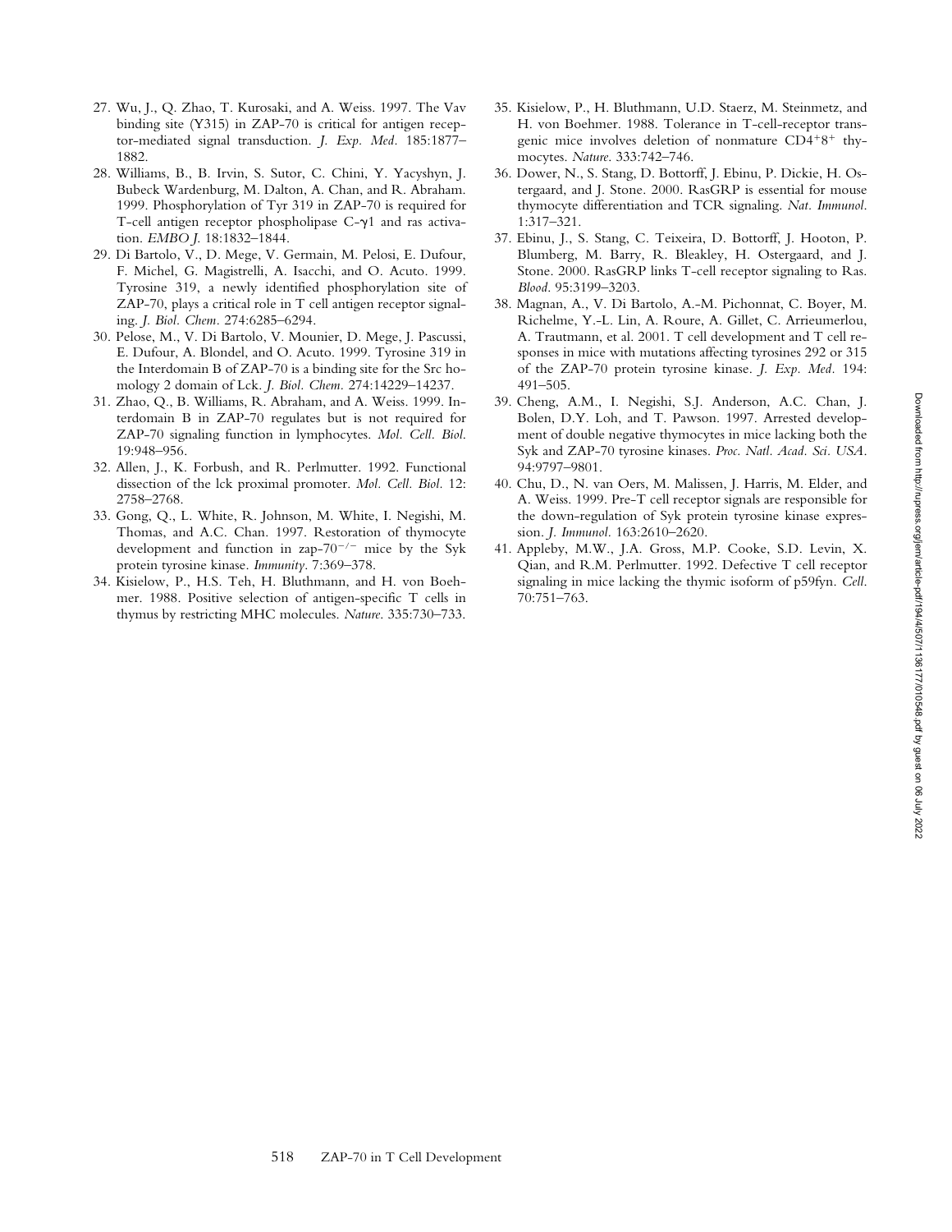27. Wu, J., Q. Zhao, T. Kurosaki, and A. Weiss. 1997. The Vav binding site (Y315) in ZAP-70 is critical for antigen receptor-mediated signal transduction. *J. Exp. Med.* 185:1877–1882.
28. Williams, B., B. Irvin, S. Sutor, C. Chini, Y. Yacyshyn, J. Bubeck Wardenburg, M. Dalton, A. Chan, and R. Abraham. 1999. Phosphorylation of Tyr 319 in ZAP-70 is required for T-cell antigen receptor phospholipase C-γ1 and ras activation. *EMBO J.* 18:1832–1844.
29. Di Bartolo, V., D. Mege, V. Germain, M. Pelosi, E. Dufour, F. Michel, G. Magistrelli, A. Isacchi, and O. Acuto. 1999. Tyrosine 319, a newly identified phosphorylation site of ZAP-70, plays a critical role in T cell antigen receptor signaling. *J. Biol. Chem.* 274:6285–6294.
30. Pelose, M., V. Di Bartolo, V. Mounier, D. Mege, J. Pascussi, E. Dufour, A. Blondel, and O. Acuto. 1999. Tyrosine 319 in the Interdomain B of ZAP-70 is a binding site for the Src homology 2 domain of Lck. *J. Biol. Chem.* 274:14229–14237.
31. Zhao, Q., B. Williams, R. Abraham, and A. Weiss. 1999. Interdomain B in ZAP-70 regulates but is not required for ZAP-70 signaling function in lymphocytes. *Mol. Cell. Biol.* 19:948–956.
32. Allen, J., K. Forbush, and R. Perlmutter. 1992. Functional dissection of the lck proximal promoter. *Mol. Cell. Biol.* 12:2758–2768.
33. Gong, Q., L. White, R. Johnson, M. White, I. Negishi, M. Thomas, and A.C. Chan. 1997. Restoration of thymocyte development and function in zap-$70^{-/-}$ mice by the Syk protein tyrosine kinase. *Immunity.* 7:369–378.
34. Kisielow, P., H.S. Teh, H. Bluthmann, and H. von Boehmer. 1988. Positive selection of antigen-specific T cells in thymus by restricting MHC molecules. *Nature.* 335:730–733.
35. Kisielow, P., H. Bluthmann, U.D. Staerz, M. Steinmetz, and H. von Boehmer. 1988. Tolerance in T-cell-receptor transgenic mice involves deletion of nonmature $CD4^+8^+$ thymocytes. *Nature.* 333:742–746.
36. Dower, N., S. Stang, D. Bottorff, J. Ebinu, P. Dickie, H. Ostergaard, and J. Stone. 2000. RasGRP is essential for mouse thymocyte differentiation and TCR signaling. *Nat. Immunol.* 1:317–321.
37. Ebinu, J., S. Stang, C. Teixeira, D. Bottorff, J. Hooton, P. Blumberg, M. Barry, R. Bleakley, H. Ostergaard, and J. Stone. 2000. RasGRP links T-cell receptor signaling to Ras. *Blood.* 95:3199–3203.
38. Magnan, A., V. Di Bartolo, A.-M. Pichonnat, C. Boyer, M. Richelme, Y.-L. Lin, A. Roure, A. Gillet, C. Arrieumerlou, A. Trautmann, et al. 2001. T cell development and T cell responses in mice with mutations affecting tyrosines 292 or 315 of the ZAP-70 protein tyrosine kinase. *J. Exp. Med.* 194:491–505.
39. Cheng, A.M., I. Negishi, S.J. Anderson, A.C. Chan, J. Bolen, D.Y. Loh, and T. Pawson. 1997. Arrested development of double negative thymocytes in mice lacking both the Syk and ZAP-70 tyrosine kinases. *Proc. Natl. Acad. Sci. USA.* 94:9797–9801.
40. Chu, D., N. van Oers, M. Malissen, J. Harris, M. Elder, and A. Weiss. 1999. Pre-T cell receptor signals are responsible for the down-regulation of Syk protein tyrosine kinase expression. *J. Immunol.* 163:2610–2620.
41. Appleby, M.W., J.A. Gross, M.P. Cooke, S.D. Levin, X. Qian, and R.M. Perlmutter. 1992. Defective T cell receptor signaling in mice lacking the thymic isoform of p59fyn. *Cell.* 70:751–763.